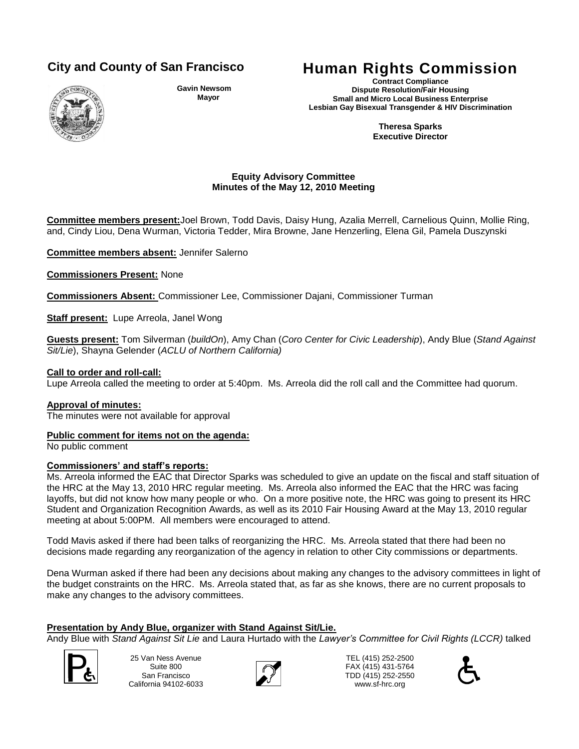**City and County of San Francisco**

**Gavin Newsom**
**Mayor**

# Human Rights Commission

**Contract Compliance**
**Dispute Resolution/Fair Housing**
**Small and Micro Local Business Enterprise**
**Lesbian Gay Bisexual Transgender & HIV Discrimination**

**Theresa Sparks**
**Executive Director**

## Equity Advisory Committee
## Minutes of the May 12, 2010 Meeting

**Committee members present:** Joel Brown, Todd Davis, Daisy Hung, Azalia Merrell, Carnelious Quinn, Mollie Ring, and, Cindy Liou, Dena Wurman, Victoria Tedder, Mira Browne, Jane Henzerling, Elena Gil, Pamela Duszynski

**Committee members absent:** Jennifer Salerno

**Commissioners Present:** None

**Commissioners Absent:** Commissioner Lee, Commissioner Dajani, Commissioner Turman

**Staff present:** Lupe Arreola, Janel Wong

**Guests present:** Tom Silverman (*buildOn*), Amy Chan (*Coro Center for Civic Leadership*), Andy Blue (*Stand Against Sit/Lie*), Shayna Gelender (*ACLU of Northern California)*

**Call to order and roll-call:**
Lupe Arreola called the meeting to order at 5:40pm. Ms. Arreola did the roll call and the Committee had quorum.

**Approval of minutes:**
The minutes were not available for approval

**Public comment for items not on the agenda:**
No public comment

**Commissioners' and staff's reports:**
Ms. Arreola informed the EAC that Director Sparks was scheduled to give an update on the fiscal and staff situation of the HRC at the May 13, 2010 HRC regular meeting. Ms. Arreola also informed the EAC that the HRC was facing layoffs, but did not know how many people or who. On a more positive note, the HRC was going to present its HRC Student and Organization Recognition Awards, as well as its 2010 Fair Housing Award at the May 13, 2010 regular meeting at about 5:00PM. All members were encouraged to attend.

Todd Mavis asked if there had been talks of reorganizing the HRC. Ms. Arreola stated that there had been no decisions made regarding any reorganization of the agency in relation to other City commissions or departments.

Dena Wurman asked if there had been any decisions about making any changes to the advisory committees in light of the budget constraints on the HRC. Ms. Arreola stated that, as far as she knows, there are no current proposals to make any changes to the advisory committees.

**Presentation by Andy Blue, organizer with Stand Against Sit/Lie.**
Andy Blue with *Stand Against Sit Lie* and Laura Hurtado with the *Lawyer's Committee for Civil Rights (LCCR)* talked

25 Van Ness Avenue
Suite 800
San Francisco
California 94102-6033

TEL (415) 252-2500
FAX (415) 431-5764
TDD (415) 252-2550
www.sf-hrc.org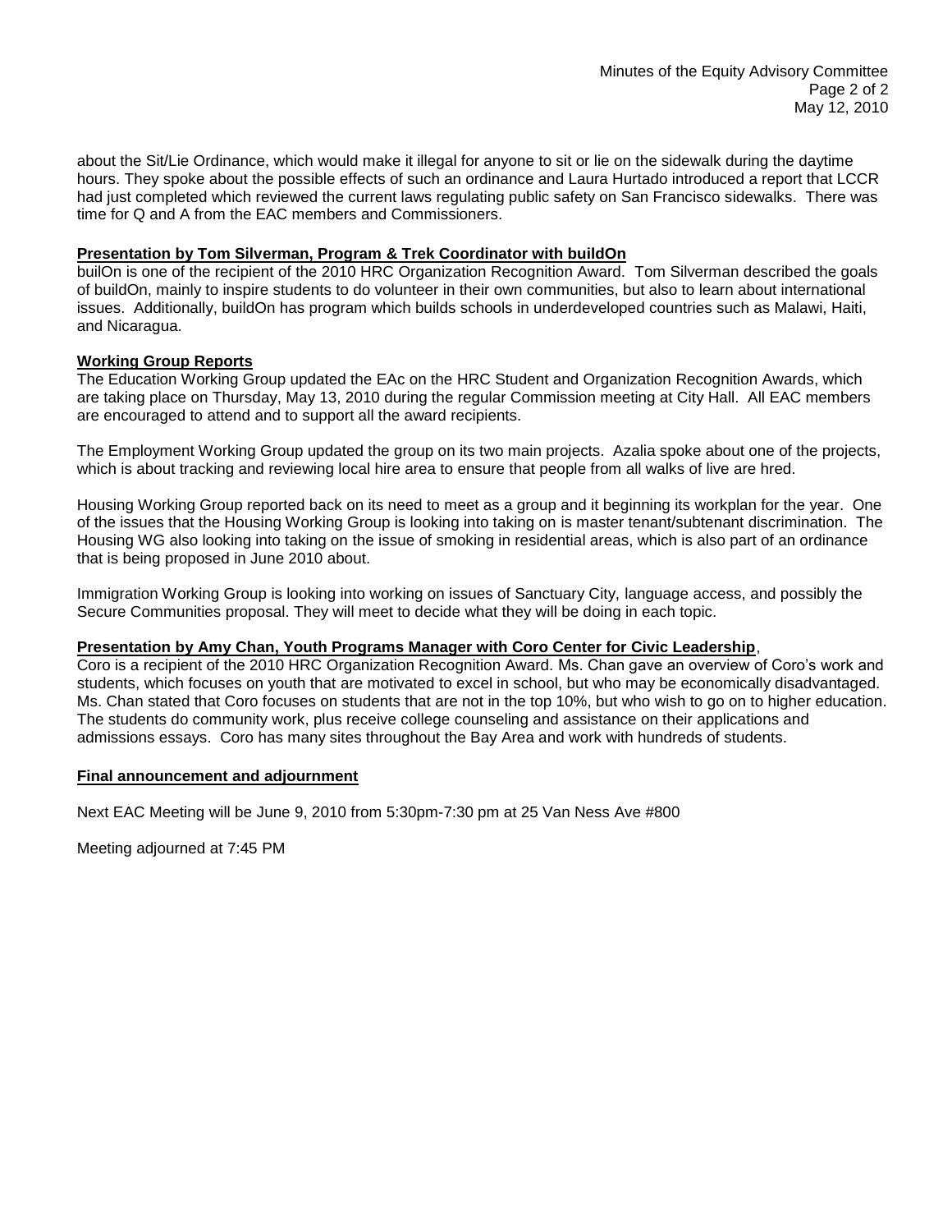about the Sit/Lie Ordinance, which would make it illegal for anyone to sit or lie on the sidewalk during the daytime hours. They spoke about the possible effects of such an ordinance and Laura Hurtado introduced a report that LCCR had just completed which reviewed the current laws regulating public safety on San Francisco sidewalks. There was time for Q and A from the EAC members and Commissioners.

**Presentation by Tom Silverman, Program & Trek Coordinator with buildOn**

builOn is one of the recipient of the 2010 HRC Organization Recognition Award. Tom Silverman described the goals of buildOn, mainly to inspire students to do volunteer in their own communities, but also to learn about international issues. Additionally, buildOn has program which builds schools in underdeveloped countries such as Malawi, Haiti, and Nicaragua.

**Working Group Reports**

The Education Working Group updated the EAc on the HRC Student and Organization Recognition Awards, which are taking place on Thursday, May 13, 2010 during the regular Commission meeting at City Hall. All EAC members are encouraged to attend and to support all the award recipients.

The Employment Working Group updated the group on its two main projects. Azalia spoke about one of the projects, which is about tracking and reviewing local hire area to ensure that people from all walks of live are hred.

Housing Working Group reported back on its need to meet as a group and it beginning its workplan for the year. One of the issues that the Housing Working Group is looking into taking on is master tenant/subtenant discrimination. The Housing WG also looking into taking on the issue of smoking in residential areas, which is also part of an ordinance that is being proposed in June 2010 about.

Immigration Working Group is looking into working on issues of Sanctuary City, language access, and possibly the Secure Communities proposal. They will meet to decide what they will be doing in each topic.

**Presentation by Amy Chan, Youth Programs Manager with Coro Center for Civic Leadership**,

Coro is a recipient of the 2010 HRC Organization Recognition Award. Ms. Chan gave an overview of Coro's work and students, which focuses on youth that are motivated to excel in school, but who may be economically disadvantaged. Ms. Chan stated that Coro focuses on students that are not in the top 10%, but who wish to go on to higher education. The students do community work, plus receive college counseling and assistance on their applications and admissions essays. Coro has many sites throughout the Bay Area and work with hundreds of students.

**Final announcement and adjournment**

Next EAC Meeting will be June 9, 2010 from 5:30pm-7:30 pm at 25 Van Ness Ave #800

Meeting adjourned at 7:45 PM